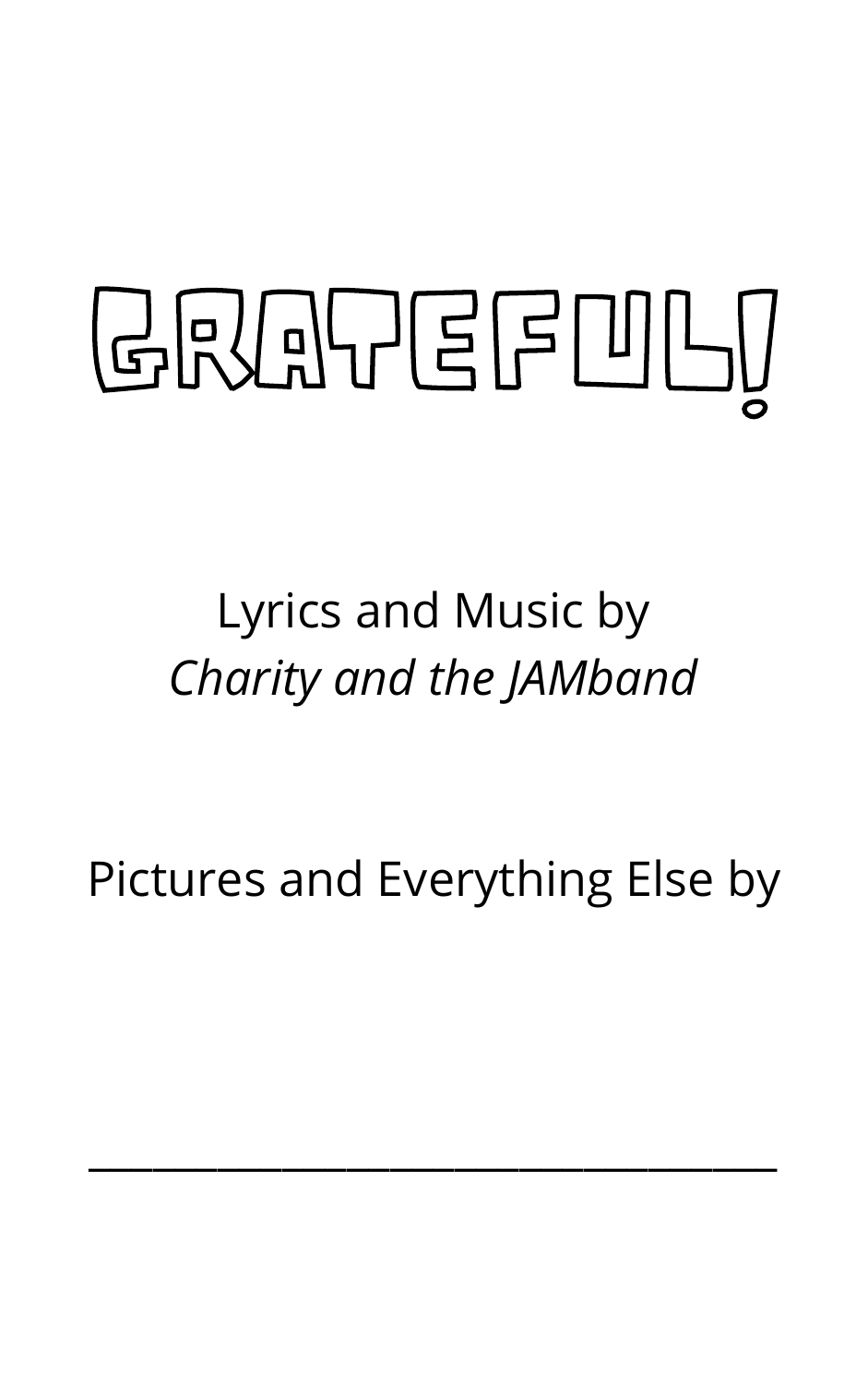# GRATEFUL!

Lyrics and Music by
*Charity and the JAMband*

Pictures and Everything Else by

______________________________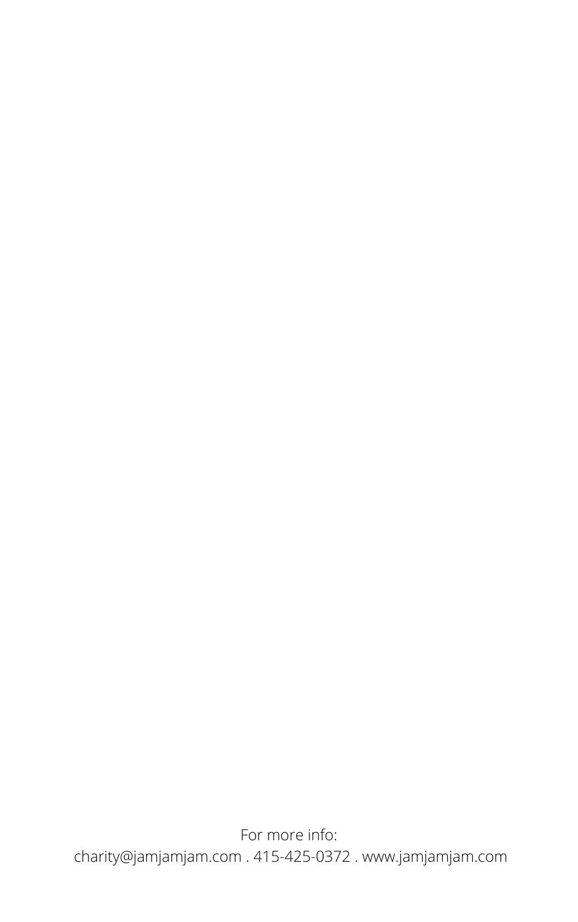For more info:

charity@jamjamjam.com . 415-425-0372 . www.jamjamjam.com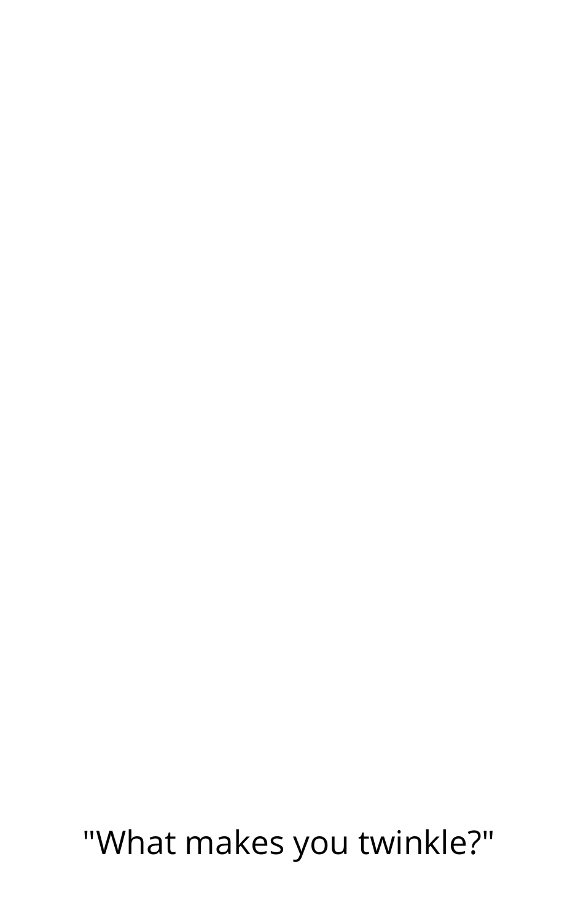"What makes you twinkle?"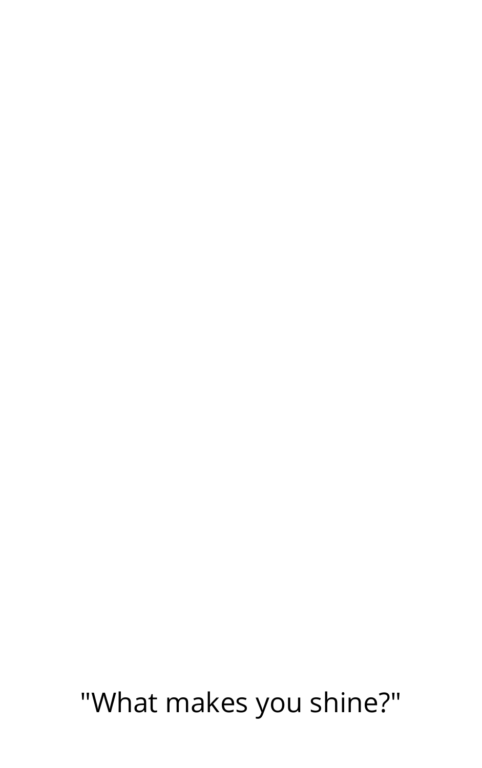"What makes you shine?"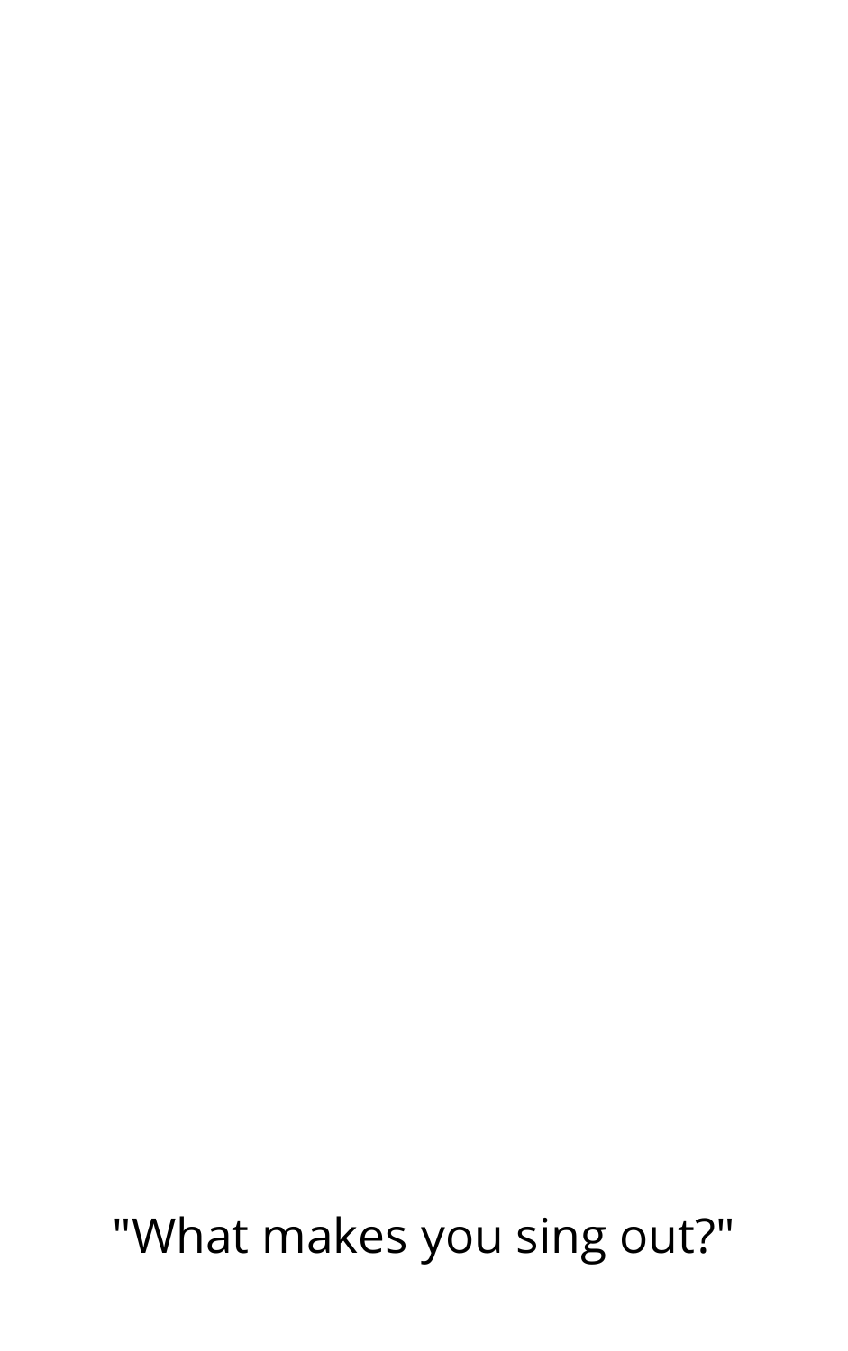"What makes you sing out?"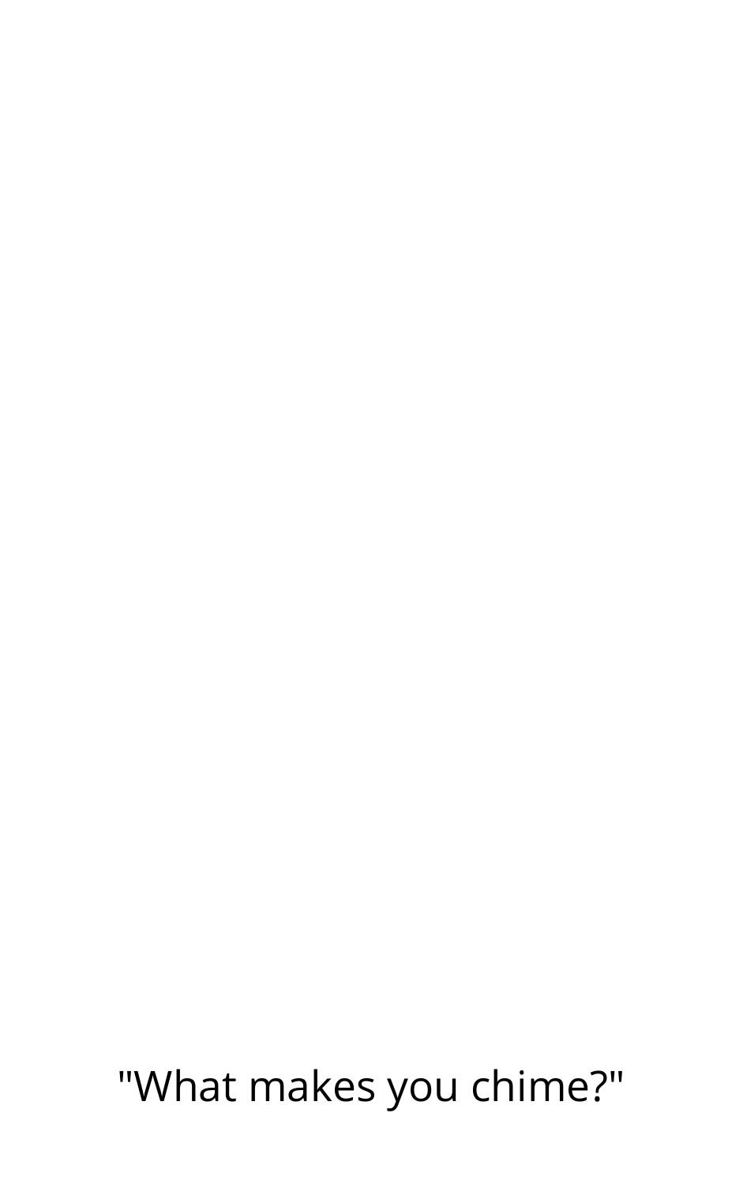"What makes you chime?"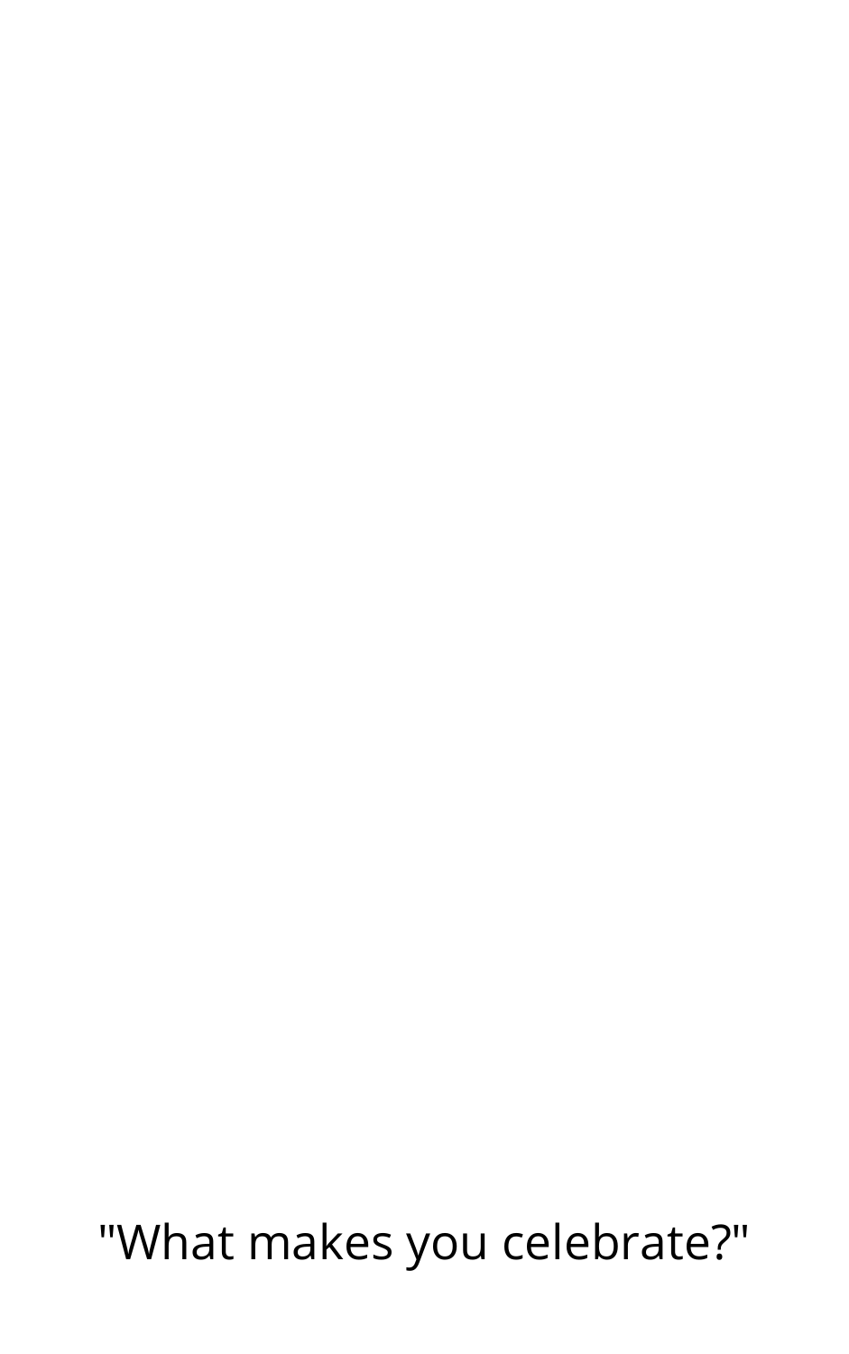"What makes you celebrate?"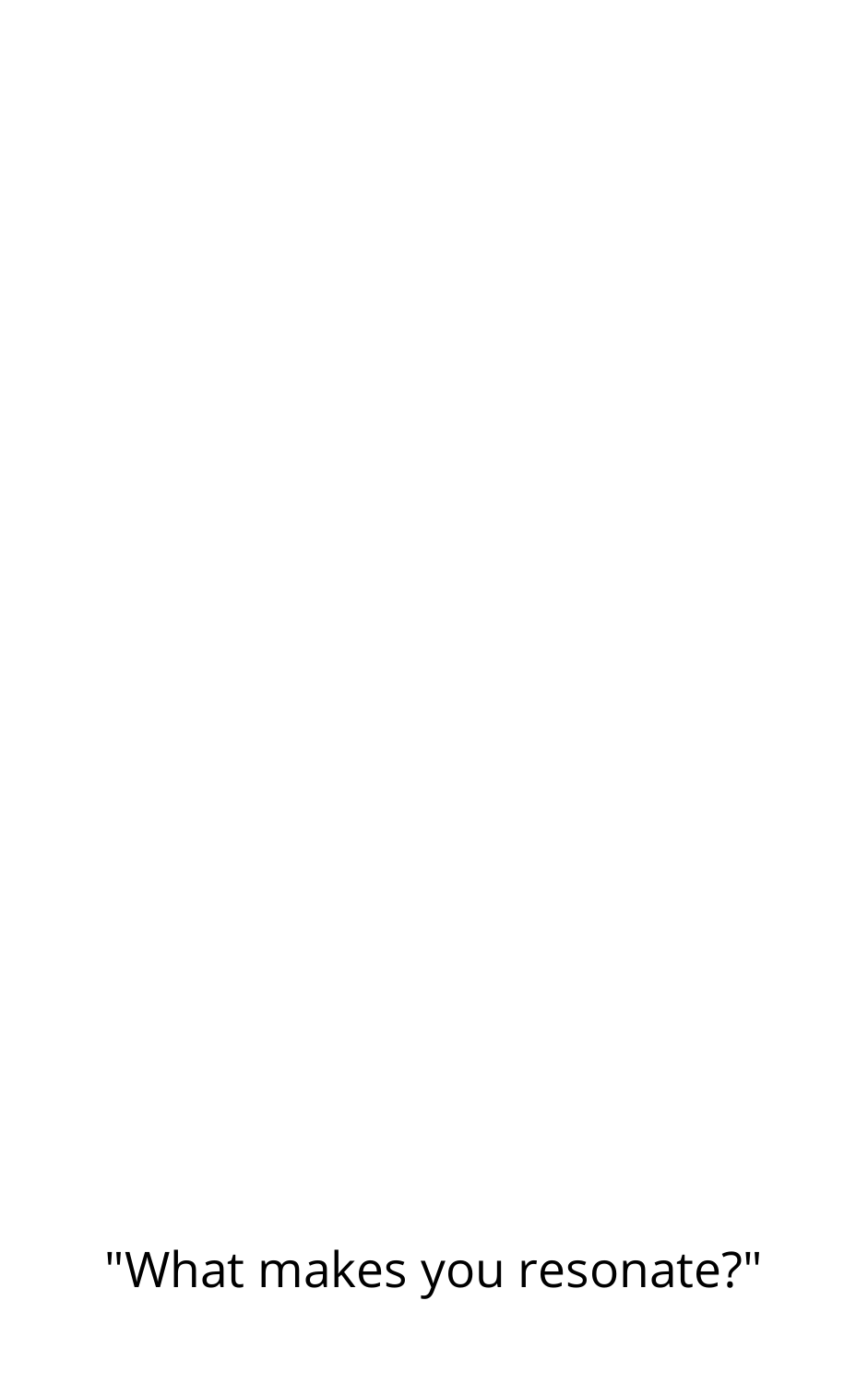"What makes you resonate?"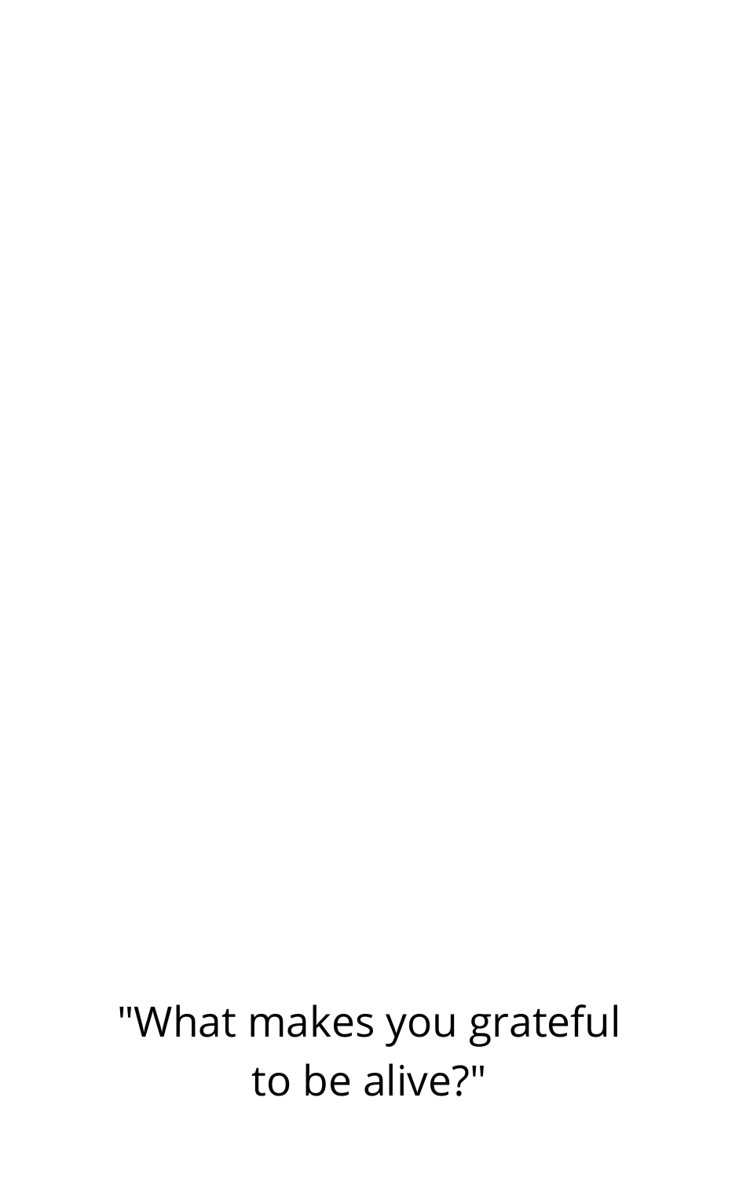"What makes you grateful to be alive?"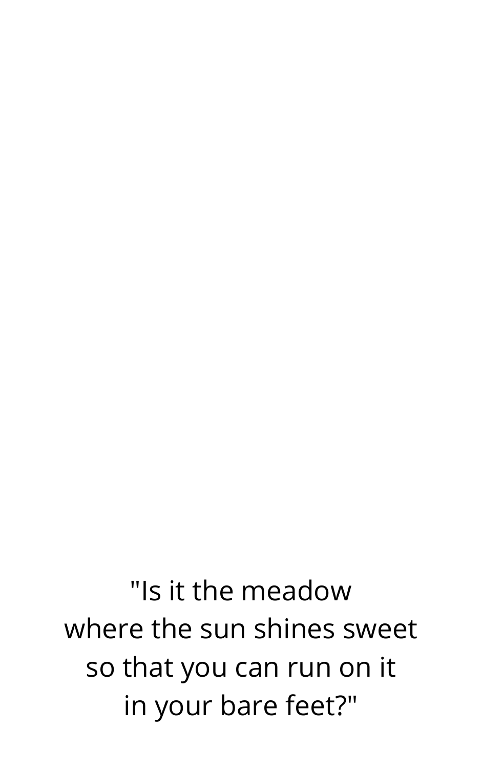"Is it the meadow
where the sun shines sweet
so that you can run on it
in your bare feet?"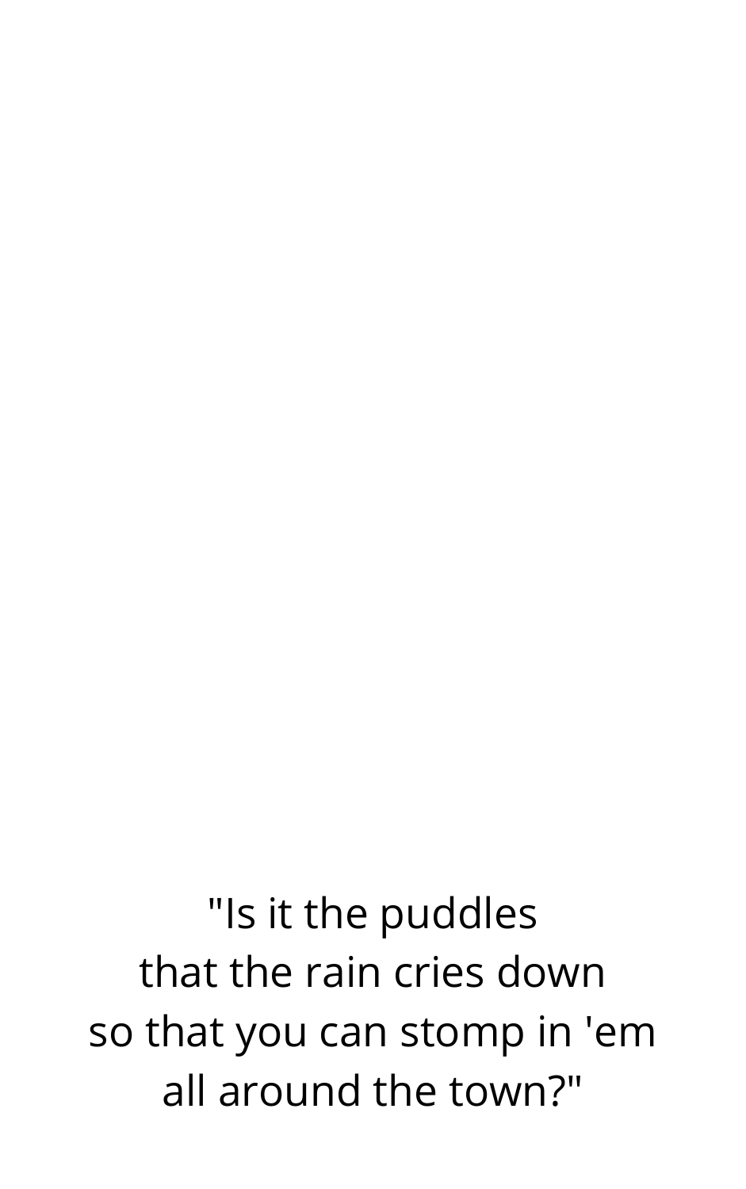"Is it the puddles
that the rain cries down
so that you can stomp in 'em
all around the town?"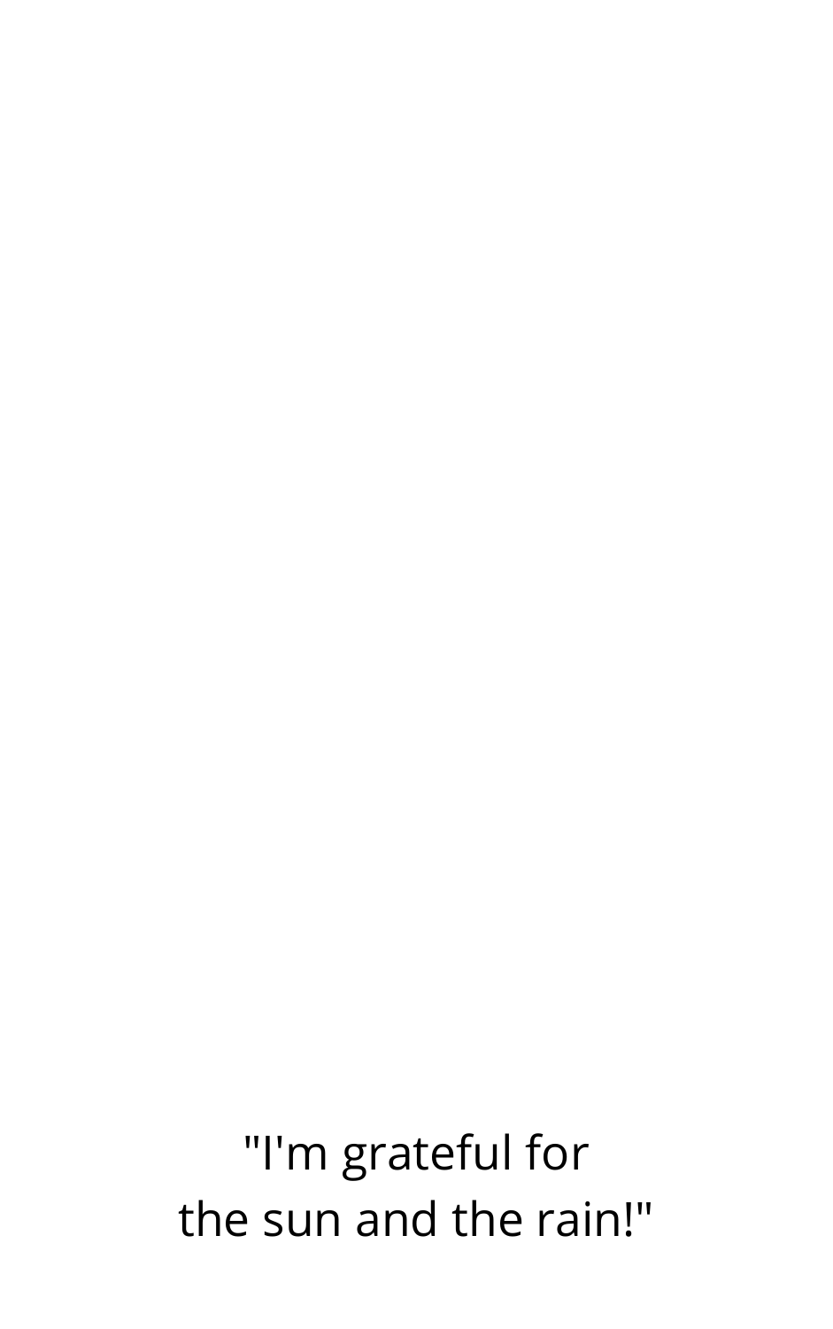"I'm grateful for
the sun and the rain!"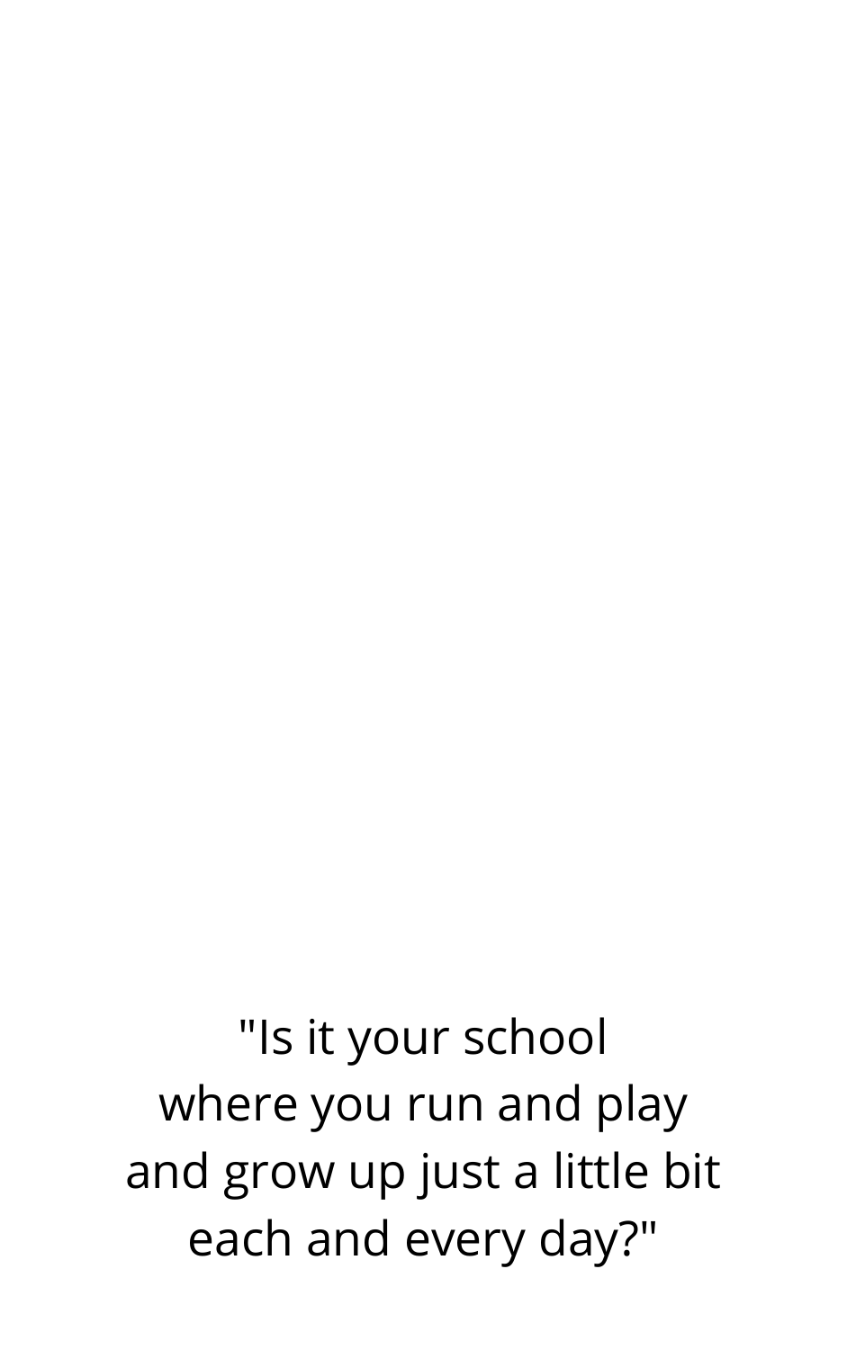"Is it your school  
where you run and play  
and grow up just a little bit  
each and every day?"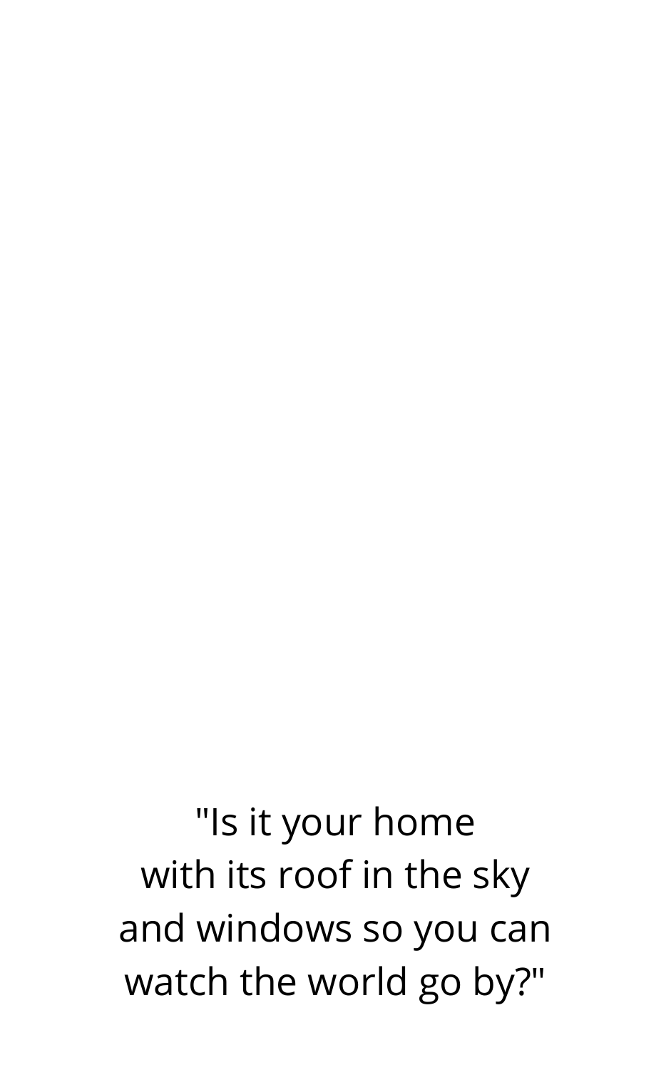"Is it your home
with its roof in the sky
and windows so you can
watch the world go by?"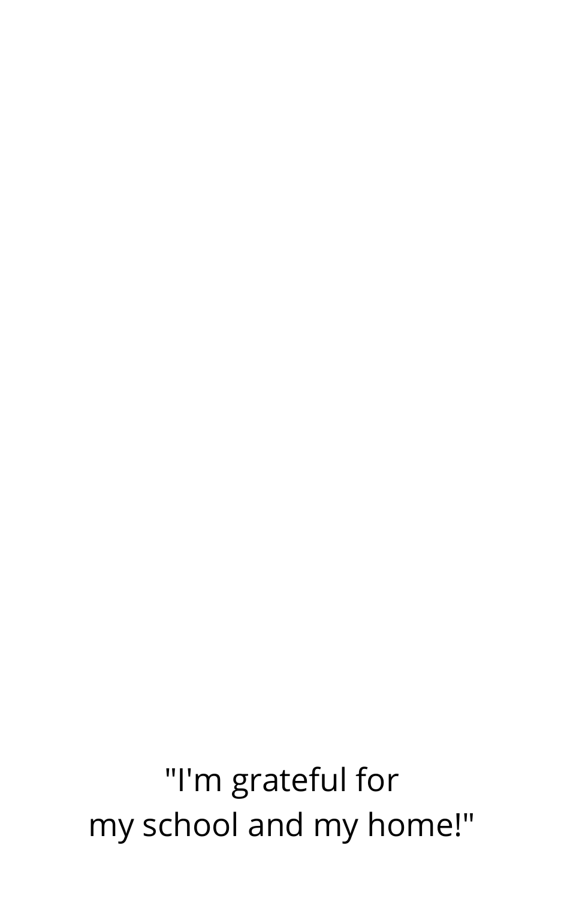"I'm grateful for
my school and my home!"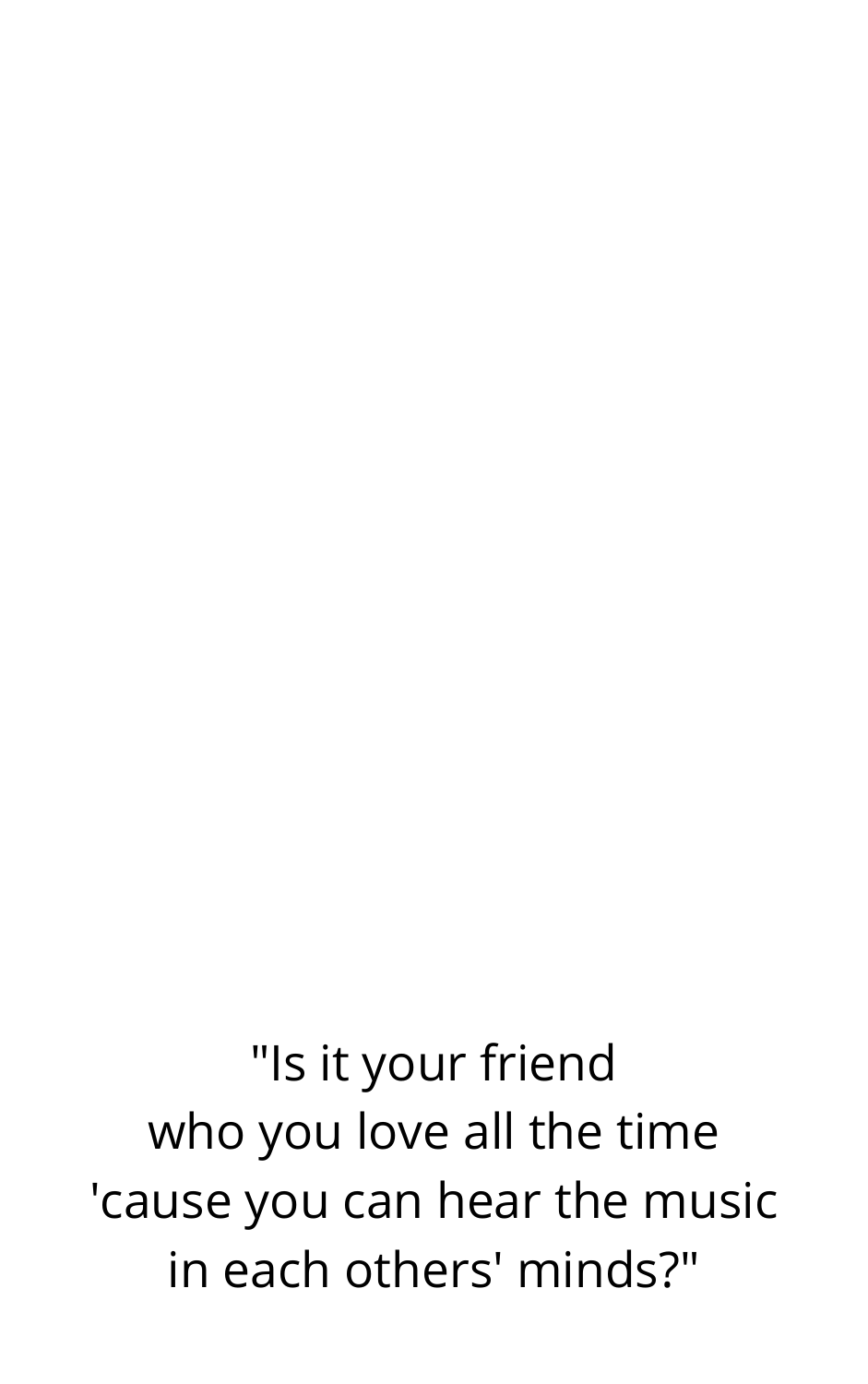"Is it your friend
who you love all the time
'cause you can hear the music
in each others' minds?"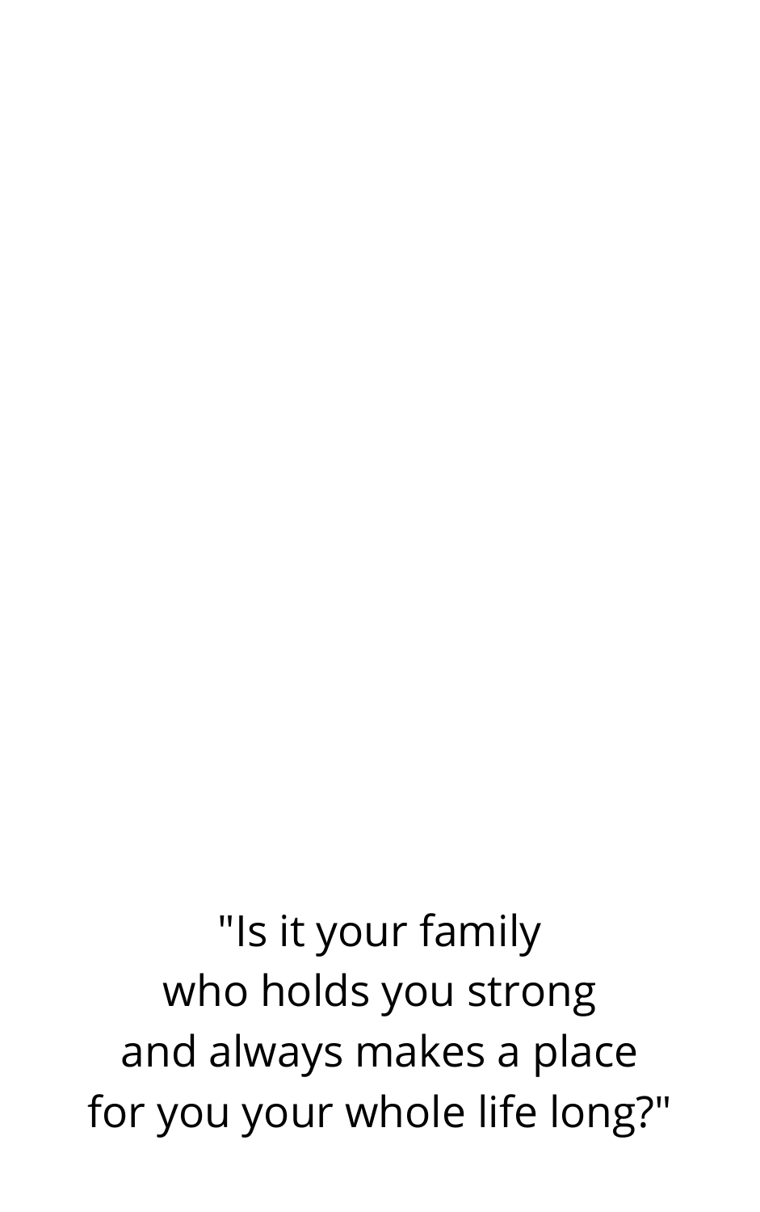"Is it your family
who holds you strong
and always makes a place
for you your whole life long?"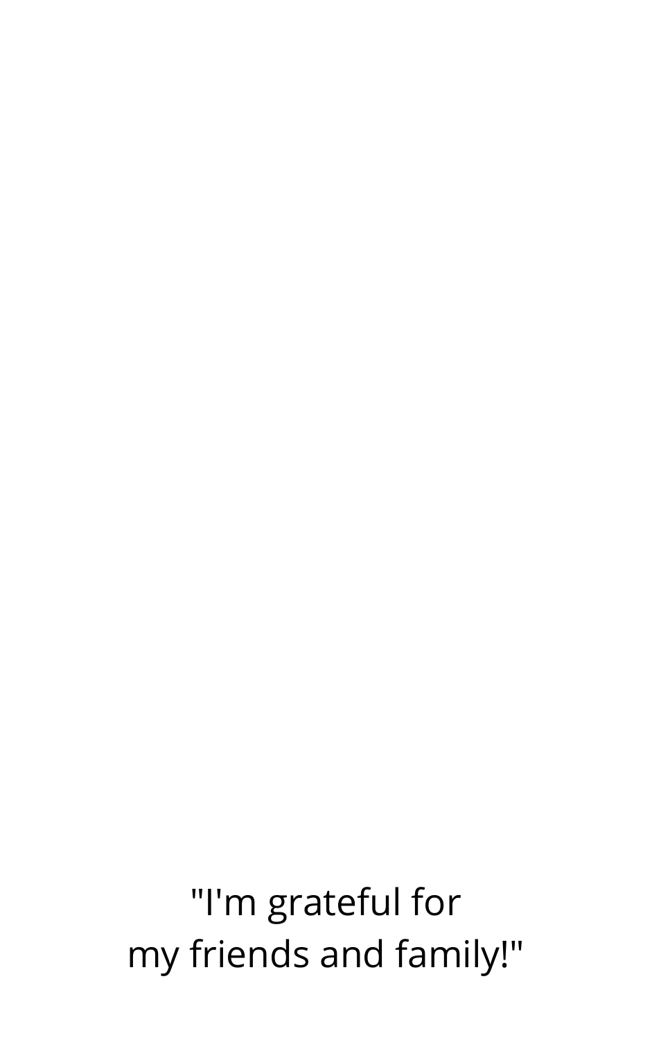"I'm grateful for
my friends and family!"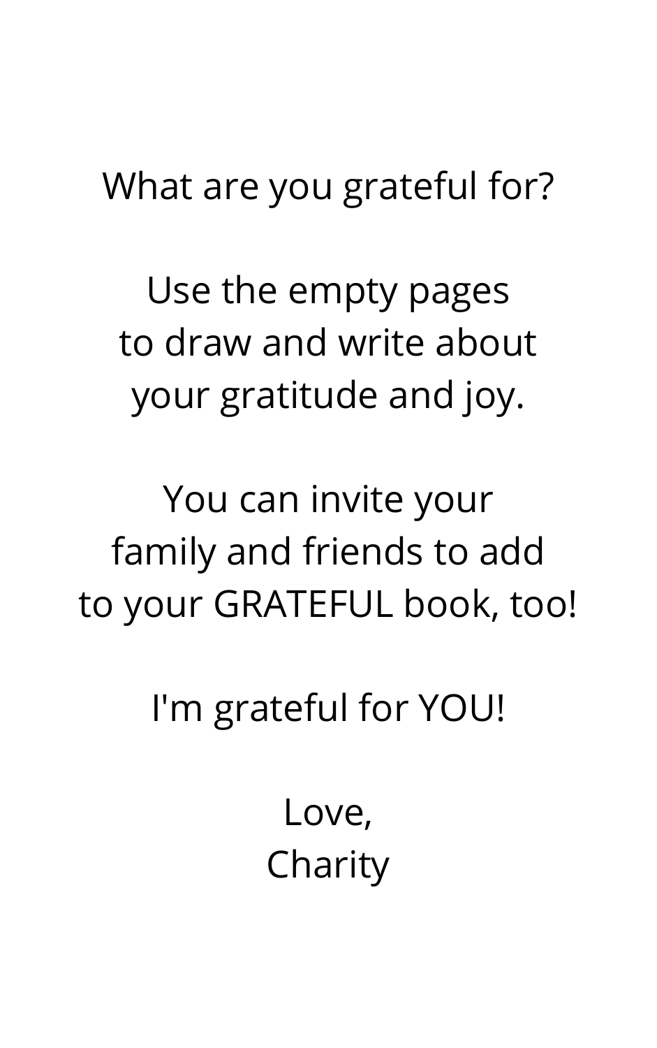What are you grateful for?

Use the empty pages
to draw and write about
your gratitude and joy.

You can invite your
family and friends to add
to your GRATEFUL book, too!

I'm grateful for YOU!

Love,
Charity